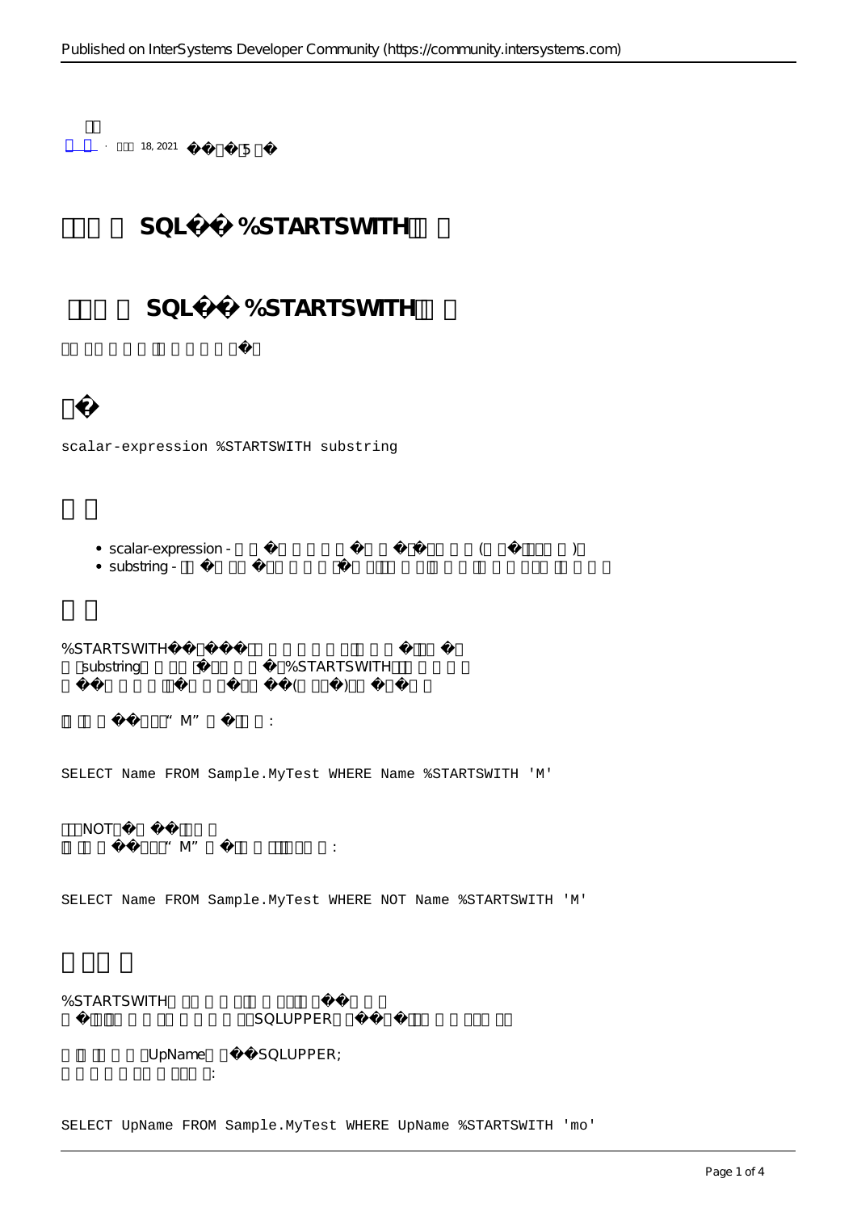18, 2021 · 5

# SQL %STARTSWITH

## SQL %STARTSWITH

#

```
scalar-expression %STARTSWITH substring
```

#

- scalar-expression - ( )
- substring -

#

%STARTSWITH
substring %STARTSWITH
( )

"M" :

```
SELECT Name FROM Sample.MyTest WHERE Name %STARTSWITH 'M'
```

NOT
"M" :

```
SELECT Name FROM Sample.MyTest WHERE NOT Name %STARTSWITH 'M'
```

#

%STARTSWITH
SQLUPPER

UpName SQLUPPER;
:

```
SELECT UpName FROM Sample.MyTest WHERE UpName %STARTSWITH 'mo'
```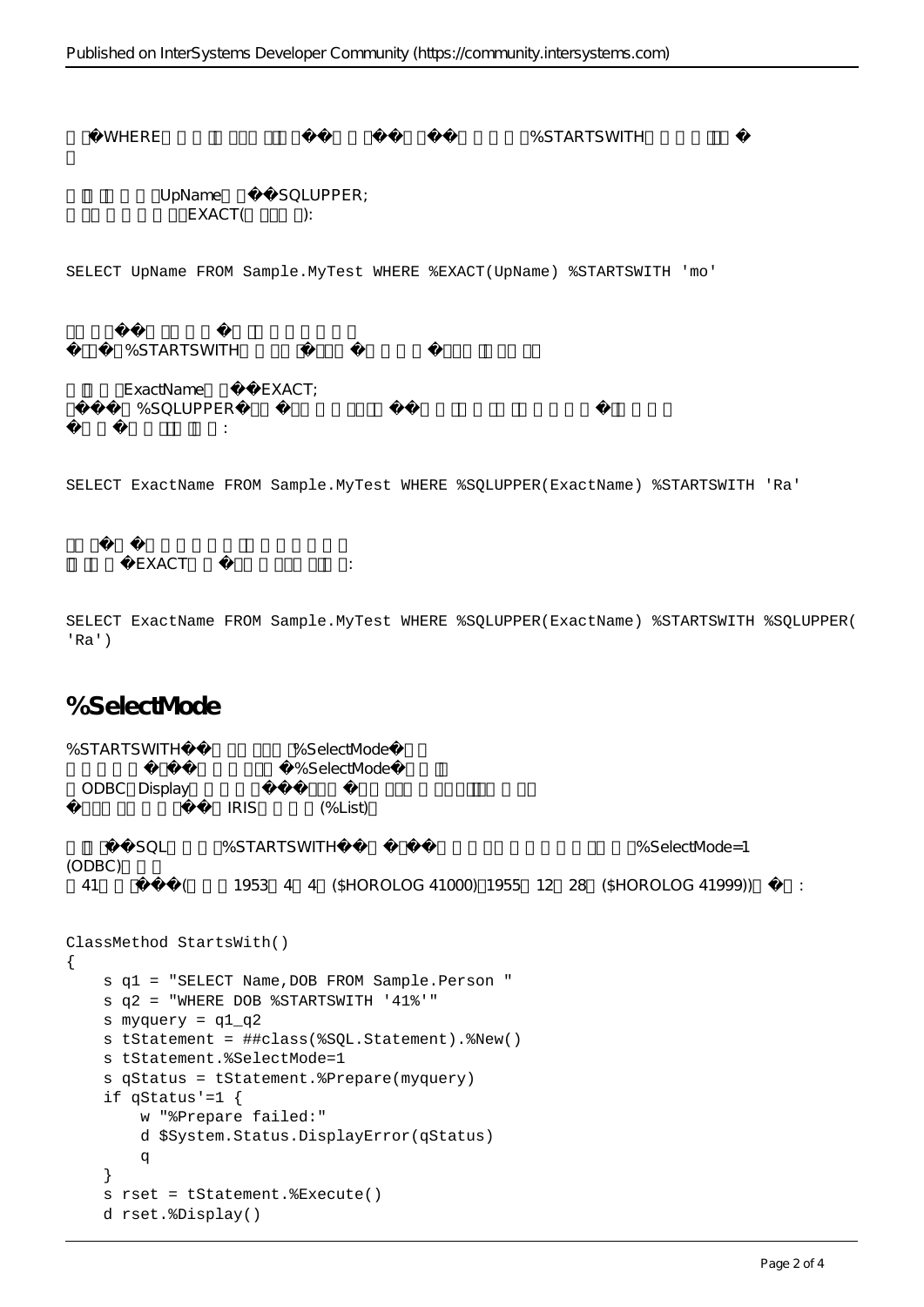�WHERE� � %STARTSWITH�

UpName �SQLUPPER;
EXACT( ):

```
SELECT UpName FROM Sample.MyTest WHERE %EXACT(UpName) %STARTSWITH 'mo'
```

%STARTSWITH

ExactName �EXACT;
%SQLUPPER
:

```
SELECT ExactName FROM Sample.MyTest WHERE %SQLUPPER(ExactName) %STARTSWITH 'Ra'
```

EXACT :

```
SELECT ExactName FROM Sample.MyTest WHERE %SQLUPPER(ExactName) %STARTSWITH %SQLUPPER(
'Ra')
```

## %SelectMode

%STARTSWITH %SelectMode
%SelectMode
ODBC Display
IRIS (%List)

SQL %STARTSWITH %SelectMode=1
(ODBC)
41 ( 1953 4 4 ($HOROLOG 41000) 1955 12 28 ($HOROLOG 41999)) :

```
ClassMethod StartsWith()
{
    s q1 = "SELECT Name,DOB FROM Sample.Person "
    s q2 = "WHERE DOB %STARTSWITH '41%'"
    s myquery = q1_q2
    s tStatement = ##class(%SQL.Statement).%New()
    s tStatement.%SelectMode=1
    s qStatus = tStatement.%Prepare(myquery)
    if qStatus'=1 {
        w "%Prepare failed:"
        d $System.Status.DisplayError(qStatus)
        q
    }
    s rset = tStatement.%Execute()
    d rset.%Display()
```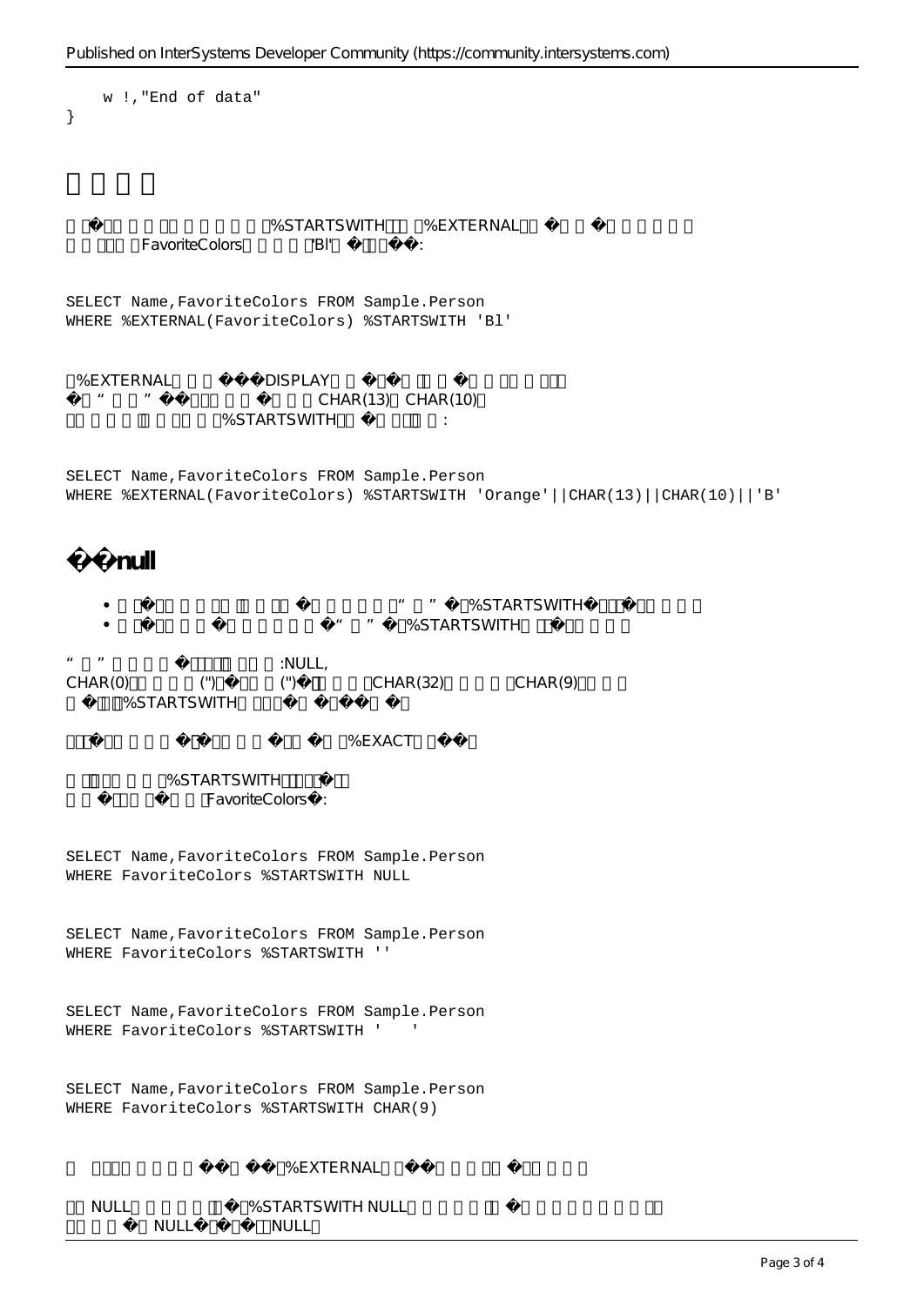```
    w !,"End of data"
}
```

%STARTSWITH %EXTERNAL
FavoriteColors "Bl" :

```
SELECT Name,FavoriteColors FROM Sample.Person
WHERE %EXTERNAL(FavoriteColors) %STARTSWITH 'Bl'
```

%EXTERNAL DISPLAY
" " CHAR(13) CHAR(10)
%STARTSWITH :

```
SELECT Name,FavoriteColors FROM Sample.Person
WHERE %EXTERNAL(FavoriteColors) %STARTSWITH 'Orange'||CHAR(13)||CHAR(10)||'B'
```

## null

- " " %STARTSWITH
- " " %STARTSWITH

" " :NULL,
CHAR(0) ('') ('') CHAR(32) CHAR(9)
%STARTSWITH

%EXACT

%STARTSWITH
FavoriteColors :

```
SELECT Name,FavoriteColors FROM Sample.Person
WHERE FavoriteColors %STARTSWITH NULL
```

```
SELECT Name,FavoriteColors FROM Sample.Person
WHERE FavoriteColors %STARTSWITH ''
```

```
SELECT Name,FavoriteColors FROM Sample.Person
WHERE FavoriteColors %STARTSWITH '   '
```

```
SELECT Name,FavoriteColors FROM Sample.Person
WHERE FavoriteColors %STARTSWITH CHAR(9)
```

%EXTERNAL

NULL %STARTSWITH NULL
NULL NULL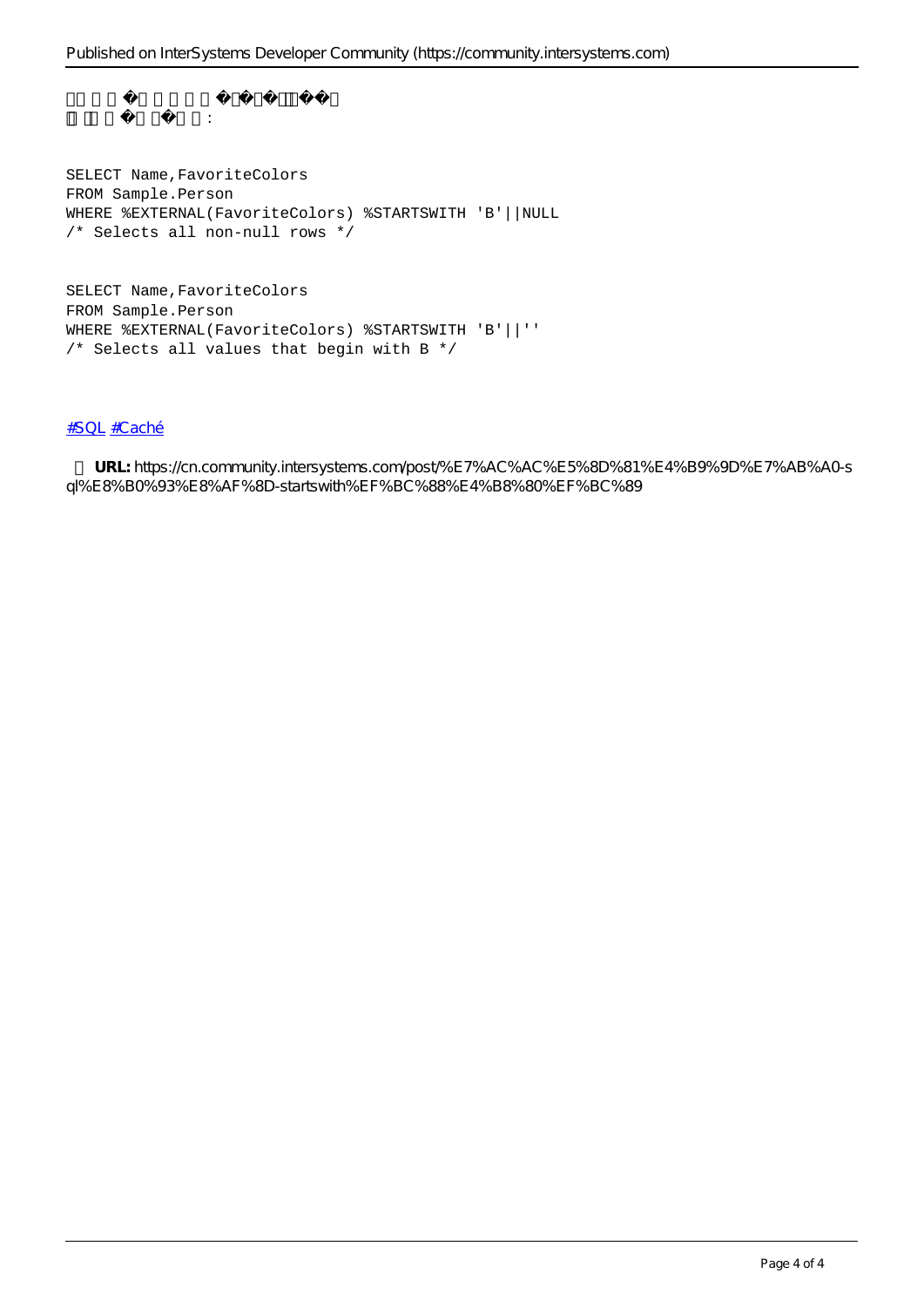```
SELECT Name,FavoriteColors
FROM Sample.Person
WHERE %EXTERNAL(FavoriteColors) %STARTSWITH 'B'||NULL
/* Selects all non-null rows */
```

```
SELECT Name,FavoriteColors
FROM Sample.Person
WHERE %EXTERNAL(FavoriteColors) %STARTSWITH 'B'||''
/* Selects all values that begin with B */
```

[#SQL](#) [#Caché](#)

**URL:** https://cn.community.intersystems.com/post/%E7%AC%AC%E5%8D%81%E4%B9%9D%E7%AB%A0-sql%E8%B0%93%E8%AF%8D-startswith%EF%BC%88%E4%B8%80%EF%BC%89